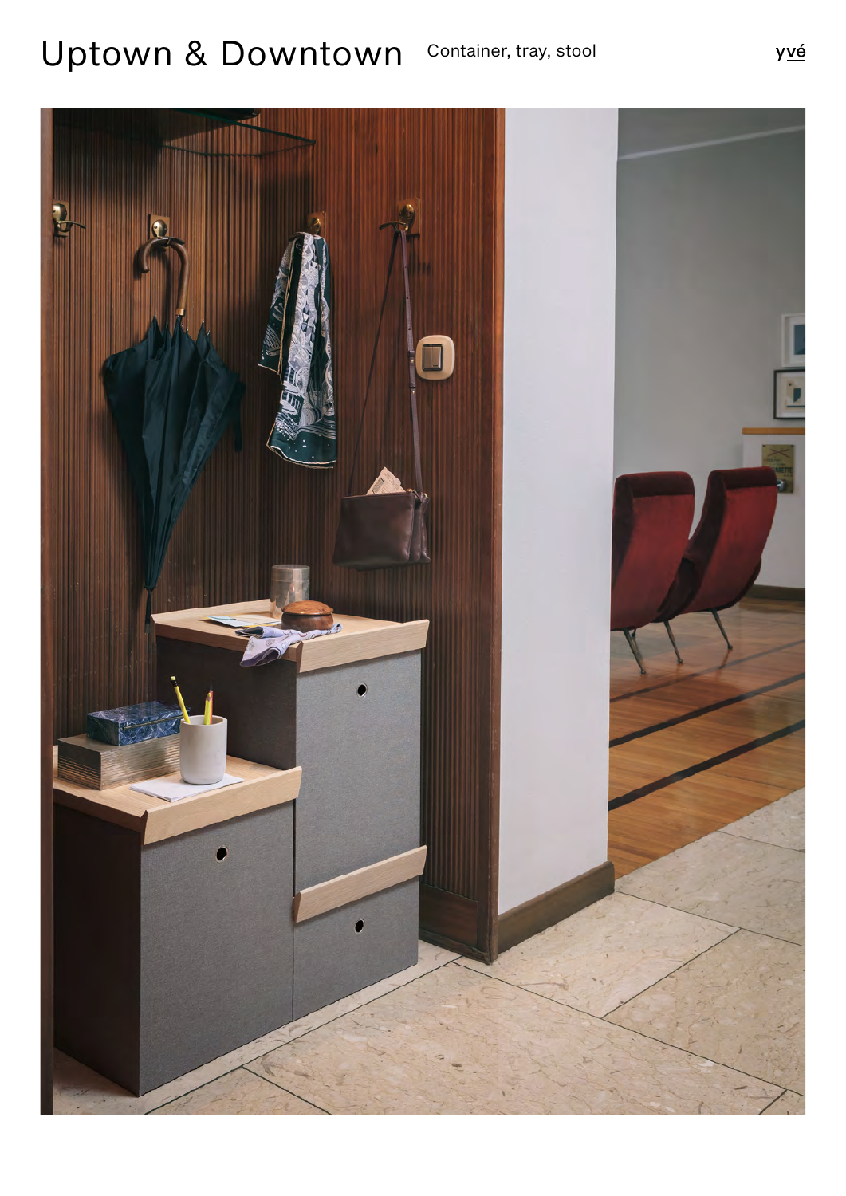# Uptown & Downtown

Container, tray, stool

yvé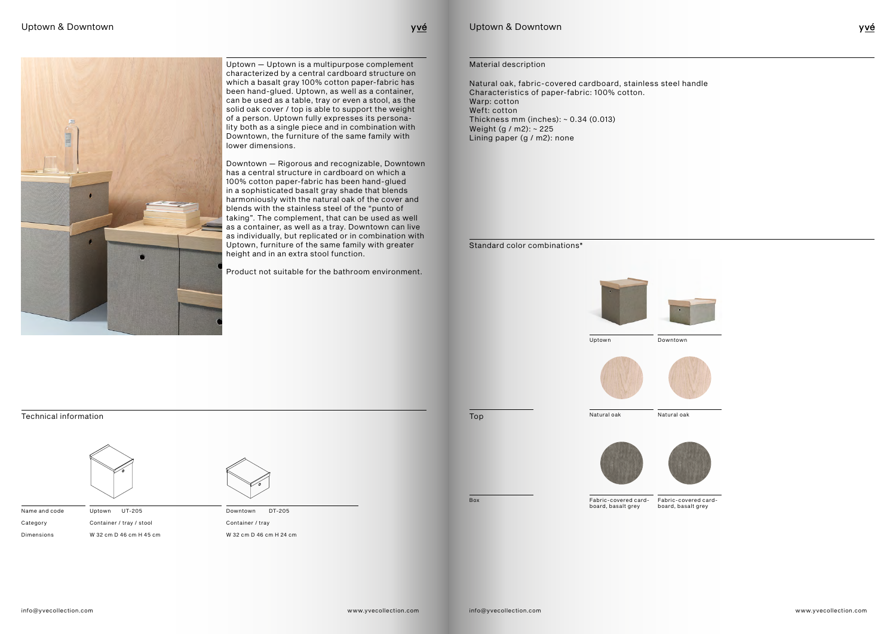# Uptown & Downtown

Uptown — Uptown is a multipurpose complement characterized by a central cardboard structure on which a basalt gray 100% cotton paper-fabric has been hand-glued. Uptown, as well as a container, can be used as a table, tray or even a stool, as the solid oak cover / top is able to support the weight of a person. Uptown fully expresses its personality both as a single piece and in combination with Downtown, the furniture of the same family with lower dimensions.

Downtown — Rigorous and recognizable, Downtown has a central structure in cardboard on which a 100% cotton paper-fabric has been hand-glued in a sophisticated basalt gray shade that blends harmoniously with the natural oak of the cover and blends with the stainless steel of the "punto of taking". The complement, that can be used as well as a container, as well as a tray. Downtown can live as individually, but replicated or in combination with Uptown, furniture of the same family with greater height and in an extra stool function.

Product not suitable for the bathroom environment.

## Technical information

| | | |
|---|---|---|
| Name and code | Uptown UT-205 | Downtown DT-205 |
| Category | Container / tray / stool | Container / tray |
| Dimensions | W 32 cm D 46 cm H 45 cm | W 32 cm D 46 cm H 24 cm |

## Material description

Natural oak, fabric-covered cardboard, stainless steel handle
Characteristics of paper-fabric: 100% cotton.
Warp: cotton
Weft: cotton
Thickness mm (inches): ~ 0.34 (0.013)
Weight (g / m2): ~ 225
Lining paper (g / m2): none

## Standard color combinations*

| | Uptown | Downtown |
|---|---|---|
| Top | Natural oak | Natural oak |
| Box | Fabric-covered cardboard, basalt grey | Fabric-covered cardboard, basalt grey |

info@yvecollection.com www.yvecollection.com